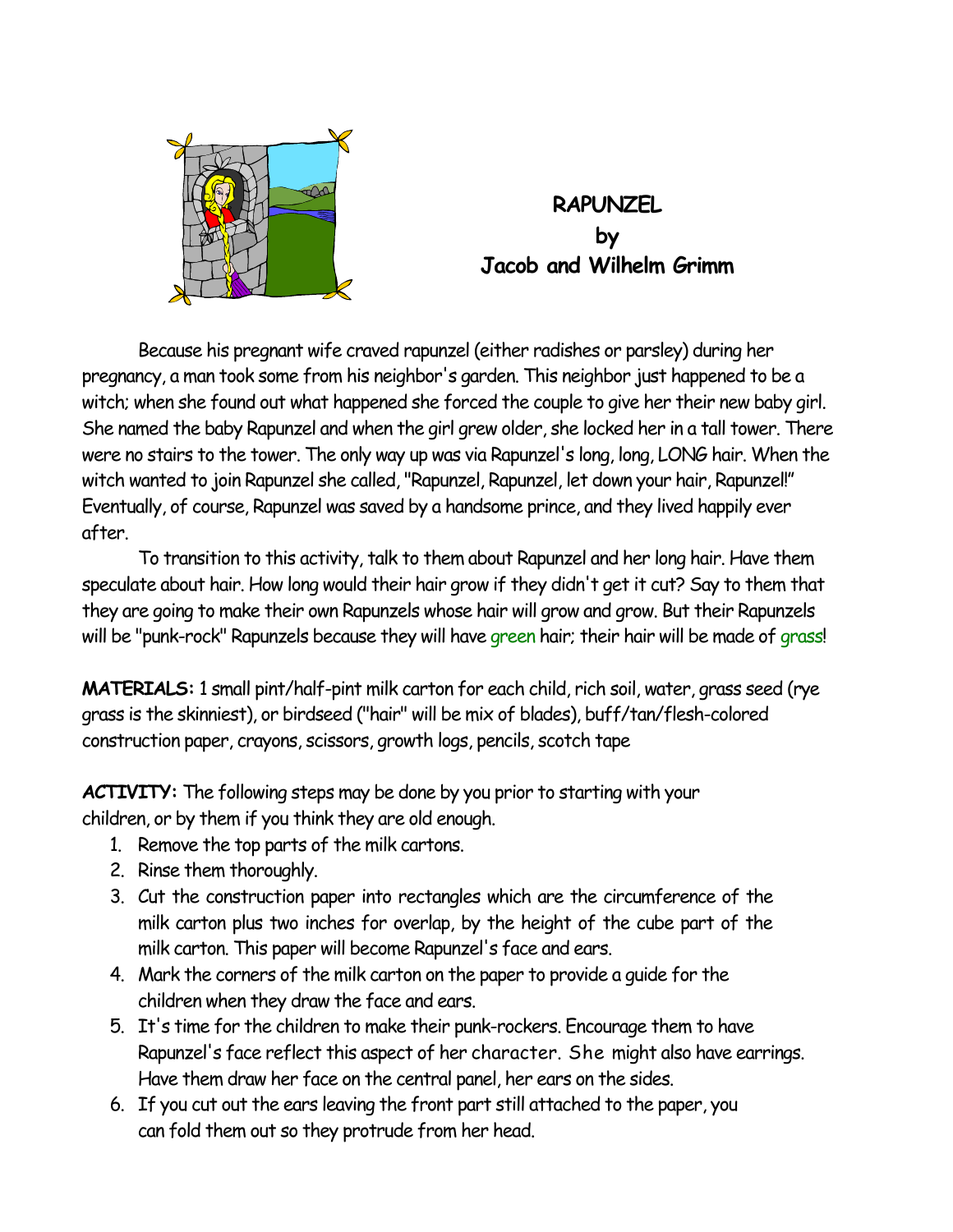# RAPUNZEL
# by
# Jacob and Wilhelm Grimm

Because his pregnant wife craved rapunzel (either radishes or parsley) during her pregnancy, a man took some from his neighbor's garden. This neighbor just happened to be a witch; when she found out what happened she forced the couple to give her their new baby girl. She named the baby Rapunzel and when the girl grew older, she locked her in a tall tower. There were no stairs to the tower. The only way up was via Rapunzel's long, long, LONG hair. When the witch wanted to join Rapunzel she called, "Rapunzel, Rapunzel, let down your hair, Rapunzel!" Eventually, of course, Rapunzel was saved by a handsome prince, and they lived happily ever after.

To transition to this activity, talk to them about Rapunzel and her long hair. Have them speculate about hair. How long would their hair grow if they didn't get it cut? Say to them that they are going to make their own Rapunzels whose hair will grow and grow. But their Rapunzels will be "punk-rock" Rapunzels because they will have green hair; their hair will be made of grass!

**MATERIALS:** 1 small pint/half-pint milk carton for each child, rich soil, water, grass seed (rye grass is the skinniest), or birdseed ("hair" will be mix of blades), buff/tan/flesh-colored construction paper, crayons, scissors, growth logs, pencils, scotch tape

**ACTIVITY:** The following steps may be done by you prior to starting with your children, or by them if you think they are old enough.

1. Remove the top parts of the milk cartons.
2. Rinse them thoroughly.
3. Cut the construction paper into rectangles which are the circumference of the milk carton plus two inches for overlap, by the height of the cube part of the milk carton. This paper will become Rapunzel's face and ears.
4. Mark the corners of the milk carton on the paper to provide a guide for the children when they draw the face and ears.
5. It's time for the children to make their punk-rockers. Encourage them to have Rapunzel's face reflect this aspect of her character. She might also have earrings. Have them draw her face on the central panel, her ears on the sides.
6. If you cut out the ears leaving the front part still attached to the paper, you can fold them out so they protrude from her head.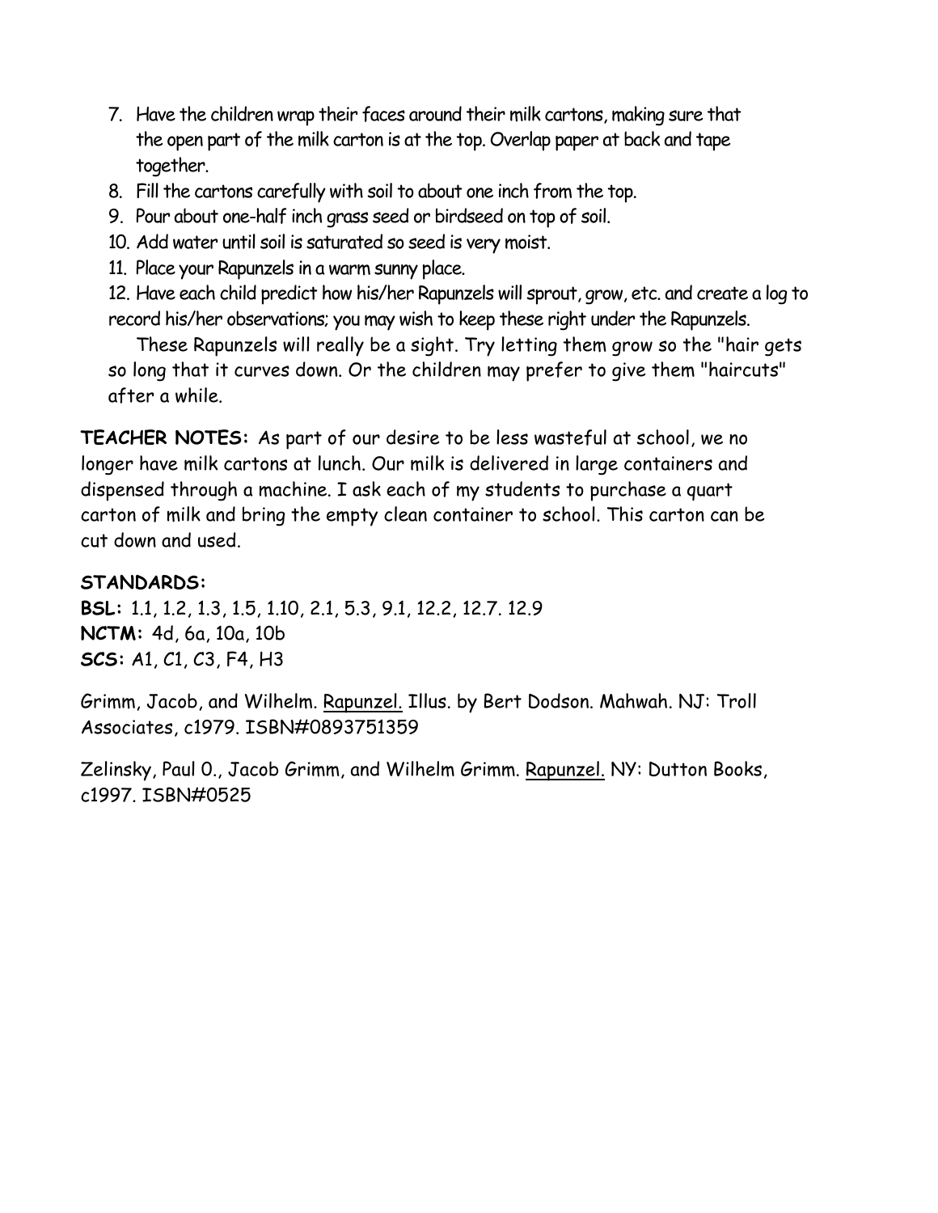7. Have the children wrap their faces around their milk cartons, making sure that the open part of the milk carton is at the top. Overlap paper at back and tape together.
8. Fill the cartons carefully with soil to about one inch from the top.
9. Pour about one-half inch grass seed or birdseed on top of soil.
10. Add water until soil is saturated so seed is very moist.
11. Place your Rapunzels in a warm sunny place.
12. Have each child predict how his/her Rapunzels will sprout, grow, etc. and create a log to record his/her observations; you may wish to keep these right under the Rapunzels.

These Rapunzels will really be a sight. Try letting them grow so the "hair gets so long that it curves down. Or the children may prefer to give them "haircuts" after a while.

**TEACHER NOTES:** As part of our desire to be less wasteful at school, we no longer have milk cartons at lunch. Our milk is delivered in large containers and dispensed through a machine. I ask each of my students to purchase a quart carton of milk and bring the empty clean container to school. This carton can be cut down and used.

**STANDARDS:**
**BSL:** 1.1, 1.2, 1.3, 1.5, 1.10, 2.1, 5.3, 9.1, 12.2, 12.7. 12.9
**NCTM:** 4d, 6a, 10a, 10b
**SCS:** A1, C1, C3, F4, H3

Grimm, Jacob, and Wilhelm. Rapunzel. Illus. by Bert Dodson. Mahwah. NJ: Troll Associates, c1979. ISBN#0893751359

Zelinsky, Paul O., Jacob Grimm, and Wilhelm Grimm. Rapunzel. NY: Dutton Books, c1997. ISBN#0525